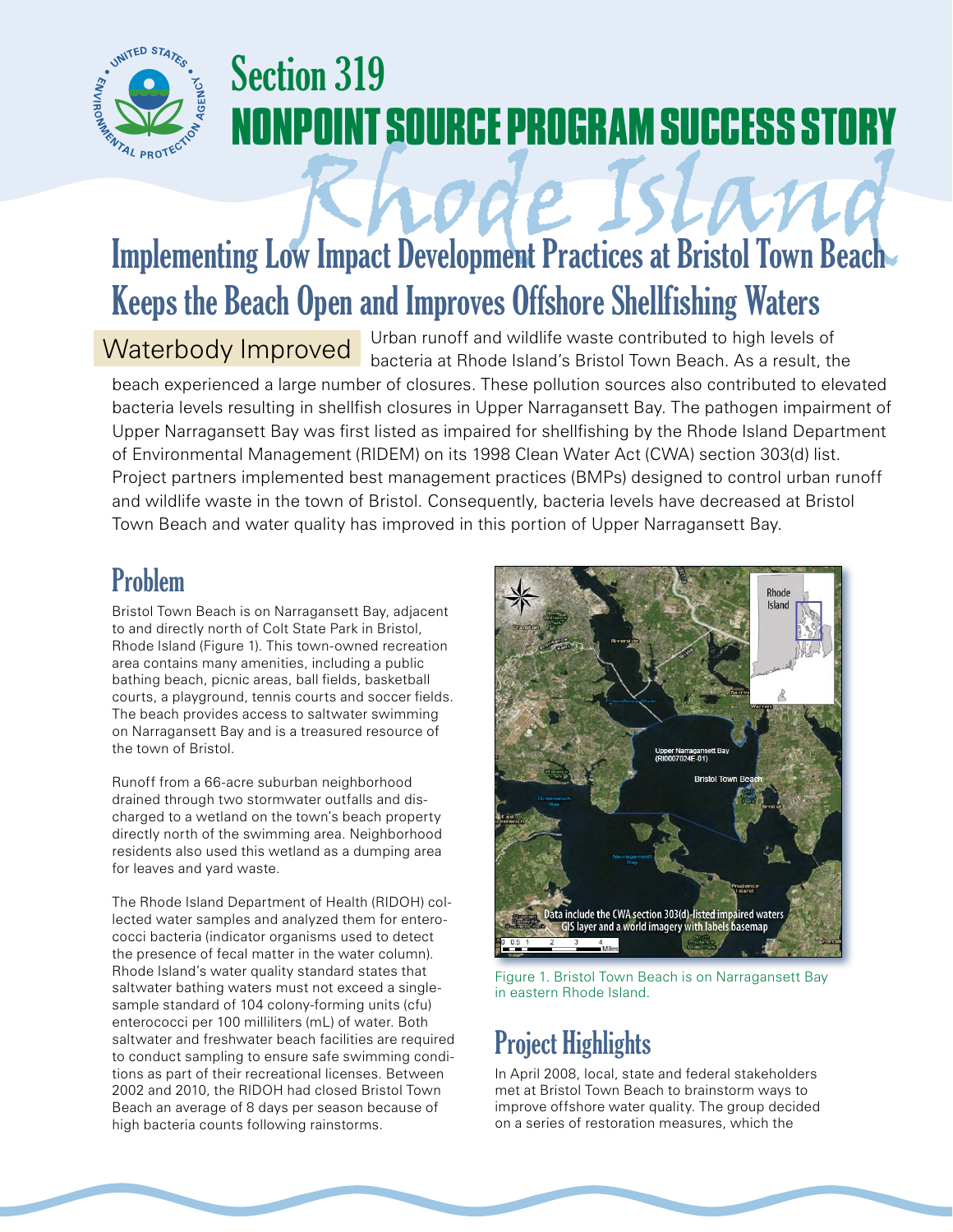# Section 319 NONPOINT SOURCE PROGRAM SUCCESS STORY

# Rhode Island

## Implementing Low Impact Development Practices at Bristol Town Beach Keeps the Beach Open and Improves Offshore Shellfishing Waters

**Waterbody Improved** Urban runoff and wildlife waste contributed to high levels of bacteria at Rhode Island's Bristol Town Beach. As a result, the beach experienced a large number of closures. These pollution sources also contributed to elevated bacteria levels resulting in shellfish closures in Upper Narragansett Bay. The pathogen impairment of Upper Narragansett Bay was first listed as impaired for shellfishing by the Rhode Island Department of Environmental Management (RIDEM) on its 1998 Clean Water Act (CWA) section 303(d) list. Project partners implemented best management practices (BMPs) designed to control urban runoff and wildlife waste in the town of Bristol. Consequently, bacteria levels have decreased at Bristol Town Beach and water quality has improved in this portion of Upper Narragansett Bay.

## Problem

Bristol Town Beach is on Narragansett Bay, adjacent to and directly north of Colt State Park in Bristol, Rhode Island (Figure 1). This town-owned recreation area contains many amenities, including a public bathing beach, picnic areas, ball fields, basketball courts, a playground, tennis courts and soccer fields. The beach provides access to saltwater swimming on Narragansett Bay and is a treasured resource of the town of Bristol.

Runoff from a 66-acre suburban neighborhood drained through two stormwater outfalls and discharged to a wetland on the town's beach property directly north of the swimming area. Neighborhood residents also used this wetland as a dumping area for leaves and yard waste.

The Rhode Island Department of Health (RIDOH) collected water samples and analyzed them for enterococci bacteria (indicator organisms used to detect the presence of fecal matter in the water column). Rhode Island's water quality standard states that saltwater bathing waters must not exceed a single-sample standard of 104 colony-forming units (cfu) enterococci per 100 milliliters (mL) of water. Both saltwater and freshwater beach facilities are required to conduct sampling to ensure safe swimming conditions as part of their recreational licenses. Between 2002 and 2010, the RIDOH had closed Bristol Town Beach an average of 8 days per season because of high bacteria counts following rainstorms.

Figure 1. Bristol Town Beach is on Narragansett Bay in eastern Rhode Island.

## Project Highlights

In April 2008, local, state and federal stakeholders met at Bristol Town Beach to brainstorm ways to improve offshore water quality. The group decided on a series of restoration measures, which the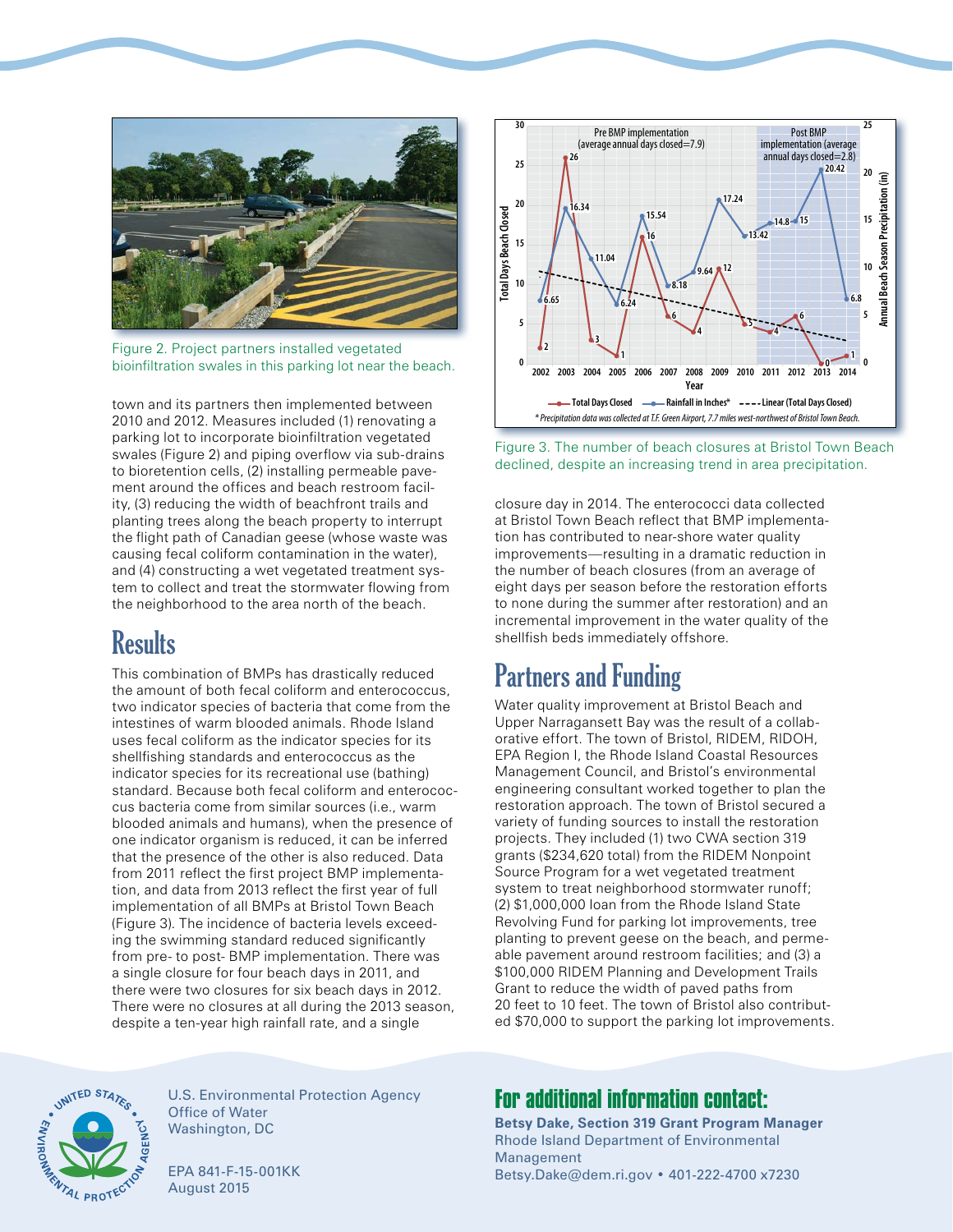Figure 2. Project partners installed vegetated bioinfiltration swales in this parking lot near the beach.

town and its partners then implemented between 2010 and 2012. Measures included (1) renovating a parking lot to incorporate bioinfiltration vegetated swales (Figure 2) and piping overflow via sub-drains to bioretention cells, (2) installing permeable pavement around the offices and beach restroom facility, (3) reducing the width of beachfront trails and planting trees along the beach property to interrupt the flight path of Canadian geese (whose waste was causing fecal coliform contamination in the water), and (4) constructing a wet vegetated treatment system to collect and treat the stormwater flowing from the neighborhood to the area north of the beach.

## Results

This combination of BMPs has drastically reduced the amount of both fecal coliform and enterococcus, two indicator species of bacteria that come from the intestines of warm blooded animals. Rhode Island uses fecal coliform as the indicator species for its shellfishing standards and enterococcus as the indicator species for its recreational use (bathing) standard. Because both fecal coliform and enterococcus bacteria come from similar sources (i.e., warm blooded animals and humans), when the presence of one indicator organism is reduced, it can be inferred that the presence of the other is also reduced. Data from 2011 reflect the first project BMP implementation, and data from 2013 reflect the first year of full implementation of all BMPs at Bristol Town Beach (Figure 3). The incidence of bacteria levels exceeding the swimming standard reduced significantly from pre- to post- BMP implementation. There was a single closure for four beach days in 2011, and there were two closures for six beach days in 2012. There were no closures at all during the 2013 season, despite a ten-year high rainfall rate, and a single closure day in 2014. The enterococci data collected at Bristol Town Beach reflect that BMP implementation has contributed to near-shore water quality improvements—resulting in a dramatic reduction in the number of beach closures (from an average of eight days per season before the restoration efforts to none during the summer after restoration) and an incremental improvement in the water quality of the shellfish beds immediately offshore.

Pre BMP implementation (average annual days closed=7.9)
Post BMP implementation (average annual days closed=2.8)
Total Days Beach Closed
Annual Beach Season Precipitation (in)
Year
2002 2003 2004 2005 2006 2007 2008 2009 2010 2011 2012 2013 2014
Total Days Closed: 2, 26, 3, 1, 16, 6, 4, 12, 5, 4, 6, 0, 1
Rainfall in Inches*: 6.65, 16.34, 11.04, 6.24, 15.54, 8.18, 9.64, 17.24, 13.42, 14.8, 15, 20.42, 6.8
Linear (Total Days Closed)
\* Precipitation data was collected at T.F. Green Airport, 7.7 miles west-northwest of Bristol Town Beach.

Figure 3. The number of beach closures at Bristol Town Beach declined, despite an increasing trend in area precipitation.

## Partners and Funding

Water quality improvement at Bristol Beach and Upper Narragansett Bay was the result of a collaborative effort. The town of Bristol, RIDEM, RIDOH, EPA Region I, the Rhode Island Coastal Resources Management Council, and Bristol's environmental engineering consultant worked together to plan the restoration approach. The town of Bristol secured a variety of funding sources to install the restoration projects. They included (1) two CWA section 319 grants ($234,620 total) from the RIDEM Nonpoint Source Program for a wet vegetated treatment system to treat neighborhood stormwater runoff; (2) $1,000,000 loan from the Rhode Island State Revolving Fund for parking lot improvements, tree planting to prevent geese on the beach, and permeable pavement around restroom facilities; and (3) a $100,000 RIDEM Planning and Development Trails Grant to reduce the width of paved paths from 20 feet to 10 feet. The town of Bristol also contributed $70,000 to support the parking lot improvements.

U.S. Environmental Protection Agency
Office of Water
Washington, DC

EPA 841-F-15-001KK
August 2015

## For additional information contact:

**Betsy Dake, Section 319 Grant Program Manager**
Rhode Island Department of Environmental Management
Betsy.Dake@dem.ri.gov • 401-222-4700 x7230